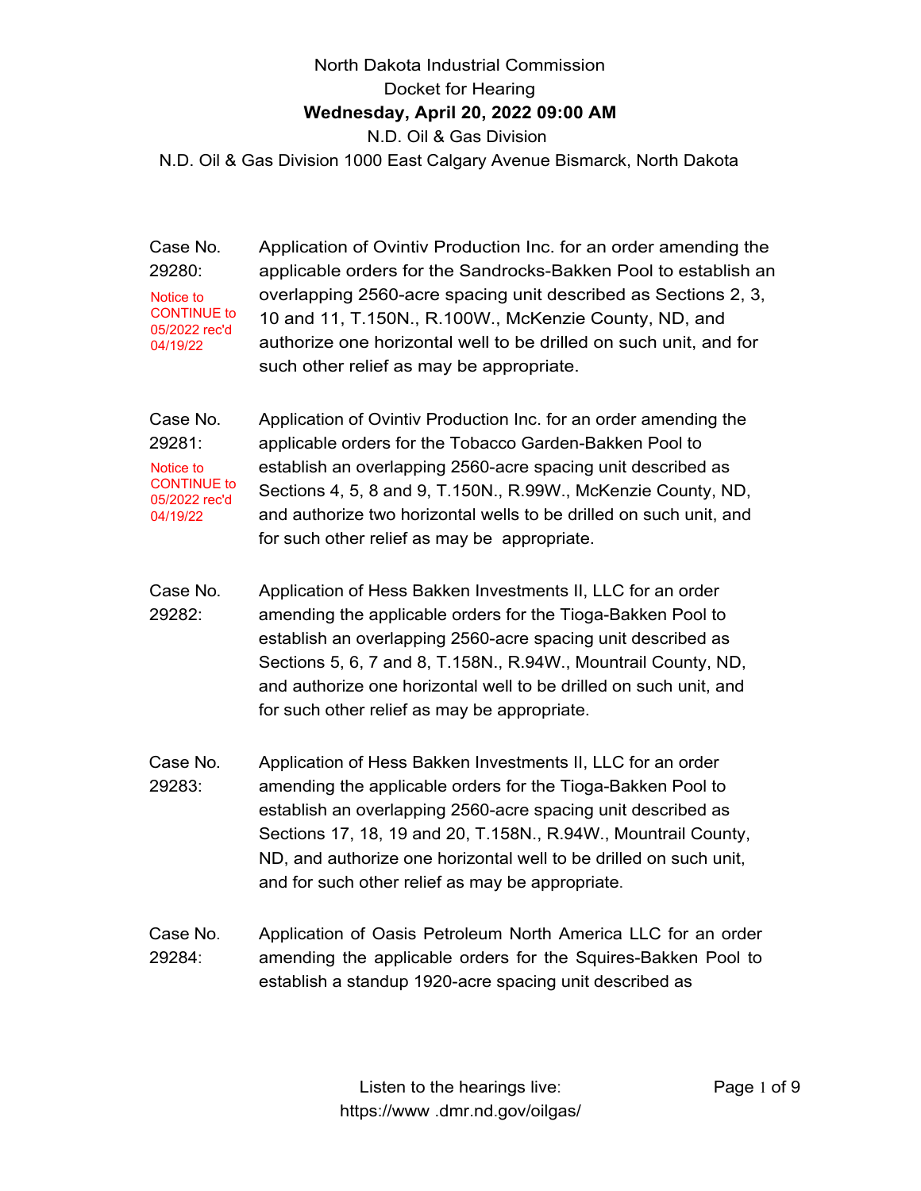North Dakota Industrial Commission

Docket for Hearing

**Wednesday, April 20, 2022 09:00 AM**

N.D. Oil & Gas Division

N.D. Oil & Gas Division 1000 East Calgary Avenue Bismarck, North Dakota

Case No. 29280:

Notice to CONTINUE to 05/2022 rec'd 04/19/22

Application of Ovintiv Production Inc. for an order amending the applicable orders for the Sandrocks-Bakken Pool to establish an overlapping 2560-acre spacing unit described as Sections 2, 3, 10 and 11, T.150N., R.100W., McKenzie County, ND, and authorize one horizontal well to be drilled on such unit, and for such other relief as may be appropriate.

Case No. 29281:

Notice to CONTINUE to 05/2022 rec'd 04/19/22

Application of Ovintiv Production Inc. for an order amending the applicable orders for the Tobacco Garden-Bakken Pool to establish an overlapping 2560-acre spacing unit described as Sections 4, 5, 8 and 9, T.150N., R.99W., McKenzie County, ND, and authorize two horizontal wells to be drilled on such unit, and for such other relief as may be appropriate.

Case No. 29282:

Application of Hess Bakken Investments II, LLC for an order amending the applicable orders for the Tioga-Bakken Pool to establish an overlapping 2560-acre spacing unit described as Sections 5, 6, 7 and 8, T.158N., R.94W., Mountrail County, ND, and authorize one horizontal well to be drilled on such unit, and for such other relief as may be appropriate.

Case No. 29283:

Application of Hess Bakken Investments II, LLC for an order amending the applicable orders for the Tioga-Bakken Pool to establish an overlapping 2560-acre spacing unit described as Sections 17, 18, 19 and 20, T.158N., R.94W., Mountrail County, ND, and authorize one horizontal well to be drilled on such unit, and for such other relief as may be appropriate.

Case No. 29284:

Application of Oasis Petroleum North America LLC for an order amending the applicable orders for the Squires-Bakken Pool to establish a standup 1920-acre spacing unit described as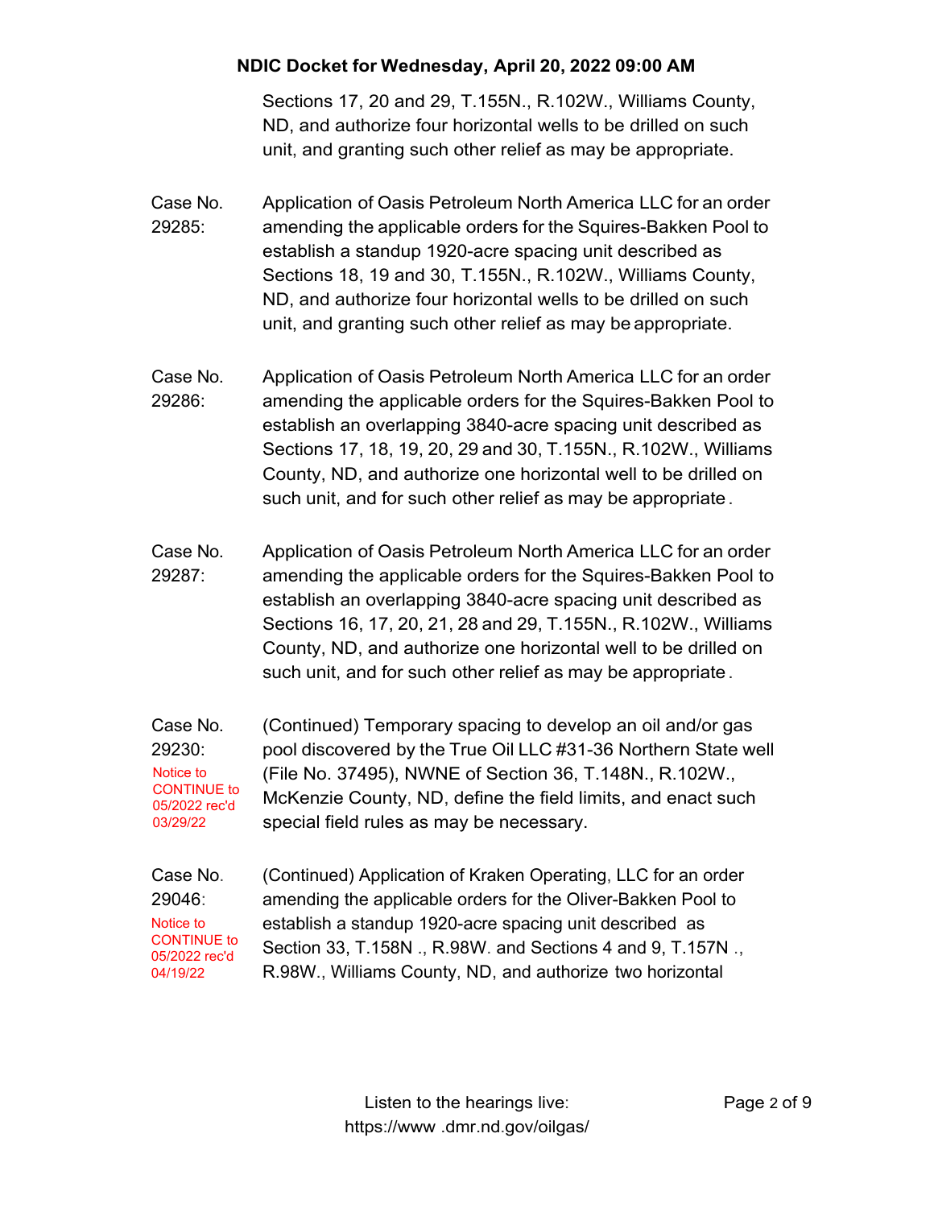Sections 17, 20 and 29, T.155N., R.102W., Williams County, ND, and authorize four horizontal wells to be drilled on such unit, and granting such other relief as may be appropriate.

**Case No. 29285:** Application of Oasis Petroleum North America LLC for an order amending the applicable orders for the Squires-Bakken Pool to establish a standup 1920-acre spacing unit described as Sections 18, 19 and 30, T.155N., R.102W., Williams County, ND, and authorize four horizontal wells to be drilled on such unit, and granting such other relief as may be appropriate.

**Case No. 29286:** Application of Oasis Petroleum North America LLC for an order amending the applicable orders for the Squires-Bakken Pool to establish an overlapping 3840-acre spacing unit described as Sections 17, 18, 19, 20, 29 and 30, T.155N., R.102W., Williams County, ND, and authorize one horizontal well to be drilled on such unit, and for such other relief as may be appropriate.

**Case No. 29287:** Application of Oasis Petroleum North America LLC for an order amending the applicable orders for the Squires-Bakken Pool to establish an overlapping 3840-acre spacing unit described as Sections 16, 17, 20, 21, 28 and 29, T.155N., R.102W., Williams County, ND, and authorize one horizontal well to be drilled on such unit, and for such other relief as may be appropriate.

**Case No. 29230:** (Notice to CONTINUE to 05/2022 rec'd 03/29/22) (Continued) Temporary spacing to develop an oil and/or gas pool discovered by the True Oil LLC #31-36 Northern State well (File No. 37495), NWNE of Section 36, T.148N., R.102W., McKenzie County, ND, define the field limits, and enact such special field rules as may be necessary.

**Case No. 29046:** (Notice to CONTINUE to 05/2022 rec'd 04/19/22) (Continued) Application of Kraken Operating, LLC for an order amending the applicable orders for the Oliver-Bakken Pool to establish a standup 1920-acre spacing unit described as Section 33, T.158N., R.98W. and Sections 4 and 9, T.157N., R.98W., Williams County, ND, and authorize two horizontal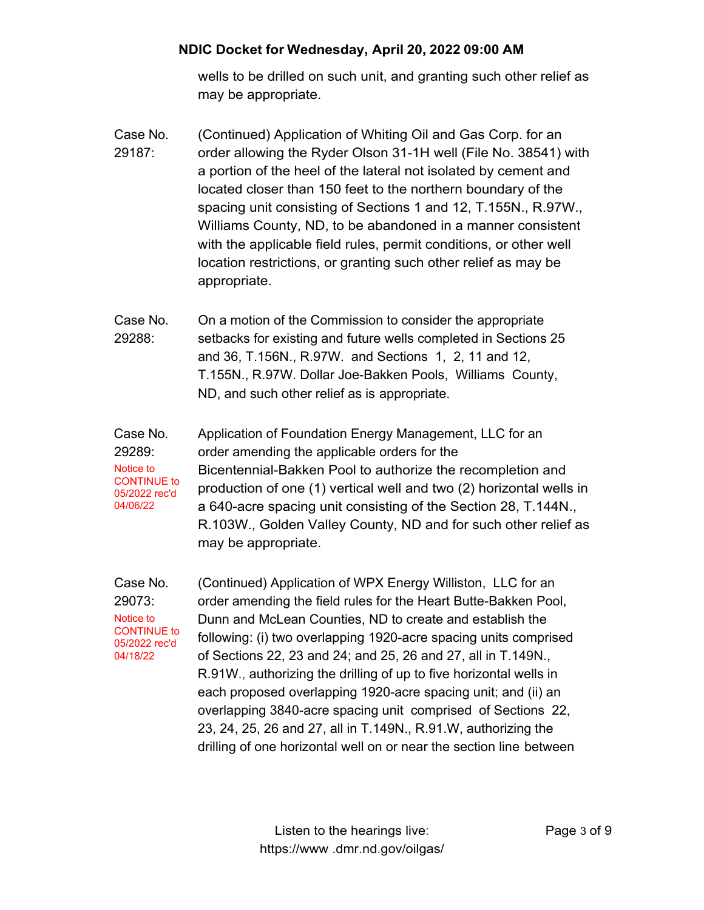wells to be drilled on such unit, and granting such other relief as may be appropriate.

**Case No. 29187:** (Continued) Application of Whiting Oil and Gas Corp. for an order allowing the Ryder Olson 31-1H well (File No. 38541) with a portion of the heel of the lateral not isolated by cement and located closer than 150 feet to the northern boundary of the spacing unit consisting of Sections 1 and 12, T.155N., R.97W., Williams County, ND, to be abandoned in a manner consistent with the applicable field rules, permit conditions, or other well location restrictions, or granting such other relief as may be appropriate.

**Case No. 29288:** On a motion of the Commission to consider the appropriate setbacks for existing and future wells completed in Sections 25 and 36, T.156N., R.97W. and Sections 1, 2, 11 and 12, T.155N., R.97W. Dollar Joe-Bakken Pools, Williams County, ND, and such other relief as is appropriate.

**Case No. 29289:** Notice to CONTINUE to 05/2022 rec'd 04/06/22

Application of Foundation Energy Management, LLC for an order amending the applicable orders for the Bicentennial-Bakken Pool to authorize the recompletion and production of one (1) vertical well and two (2) horizontal wells in a 640-acre spacing unit consisting of the Section 28, T.144N., R.103W., Golden Valley County, ND and for such other relief as may be appropriate.

**Case No. 29073:** Notice to CONTINUE to 05/2022 rec'd 04/18/22

(Continued) Application of WPX Energy Williston, LLC for an order amending the field rules for the Heart Butte-Bakken Pool, Dunn and McLean Counties, ND to create and establish the following: (i) two overlapping 1920-acre spacing units comprised of Sections 22, 23 and 24; and 25, 26 and 27, all in T.149N., R.91W., authorizing the drilling of up to five horizontal wells in each proposed overlapping 1920-acre spacing unit; and (ii) an overlapping 3840-acre spacing unit comprised of Sections 22, 23, 24, 25, 26 and 27, all in T.149N., R.91.W, authorizing the drilling of one horizontal well on or near the section line between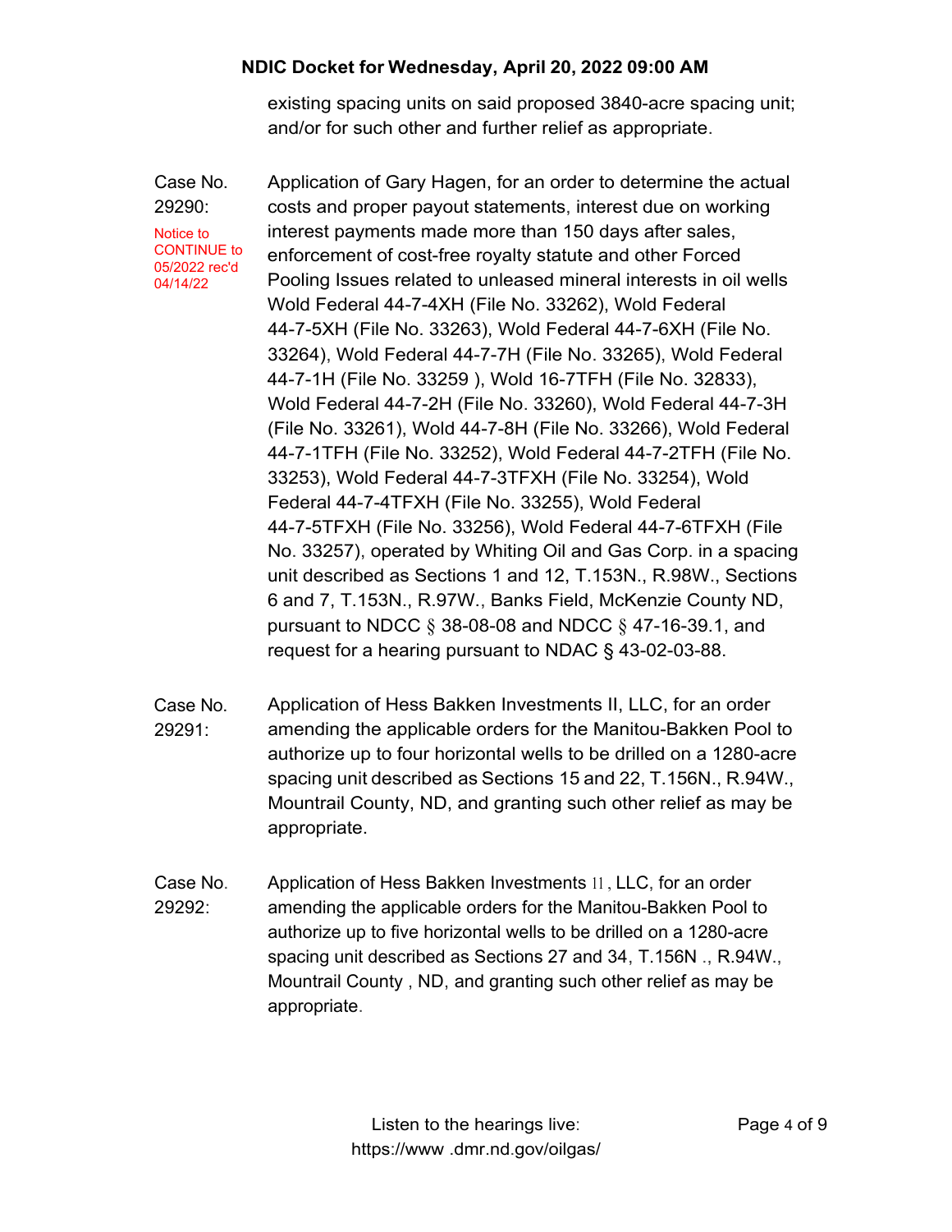existing spacing units on said proposed 3840-acre spacing unit; and/or for such other and further relief as appropriate.

Case No. 29290:

Notice to CONTINUE to 05/2022 rec'd 04/14/22

Application of Gary Hagen, for an order to determine the actual costs and proper payout statements, interest due on working interest payments made more than 150 days after sales, enforcement of cost-free royalty statute and other Forced Pooling Issues related to unleased mineral interests in oil wells Wold Federal 44-7-4XH (File No. 33262), Wold Federal 44-7-5XH (File No. 33263), Wold Federal 44-7-6XH (File No. 33264), Wold Federal 44-7-7H (File No. 33265), Wold Federal 44-7-1H (File No. 33259 ), Wold 16-7TFH (File No. 32833), Wold Federal 44-7-2H (File No. 33260), Wold Federal 44-7-3H (File No. 33261), Wold 44-7-8H (File No. 33266), Wold Federal 44-7-1TFH (File No. 33252), Wold Federal 44-7-2TFH (File No. 33253), Wold Federal 44-7-3TFXH (File No. 33254), Wold Federal 44-7-4TFXH (File No. 33255), Wold Federal 44-7-5TFXH (File No. 33256), Wold Federal 44-7-6TFXH (File No. 33257), operated by Whiting Oil and Gas Corp. in a spacing unit described as Sections 1 and 12, T.153N., R.98W., Sections 6 and 7, T.153N., R.97W., Banks Field, McKenzie County ND, pursuant to NDCC § 38-08-08 and NDCC § 47-16-39.1, and request for a hearing pursuant to NDAC § 43-02-03-88.

Case No. 29291:

Application of Hess Bakken Investments II, LLC, for an order amending the applicable orders for the Manitou-Bakken Pool to authorize up to four horizontal wells to be drilled on a 1280-acre spacing unit described as Sections 15 and 22, T.156N., R.94W., Mountrail County, ND, and granting such other relief as may be appropriate.

Case No. 29292:

Application of Hess Bakken Investments II, LLC, for an order amending the applicable orders for the Manitou-Bakken Pool to authorize up to five horizontal wells to be drilled on a 1280-acre spacing unit described as Sections 27 and 34, T.156N ., R.94W., Mountrail County , ND, and granting such other relief as may be appropriate.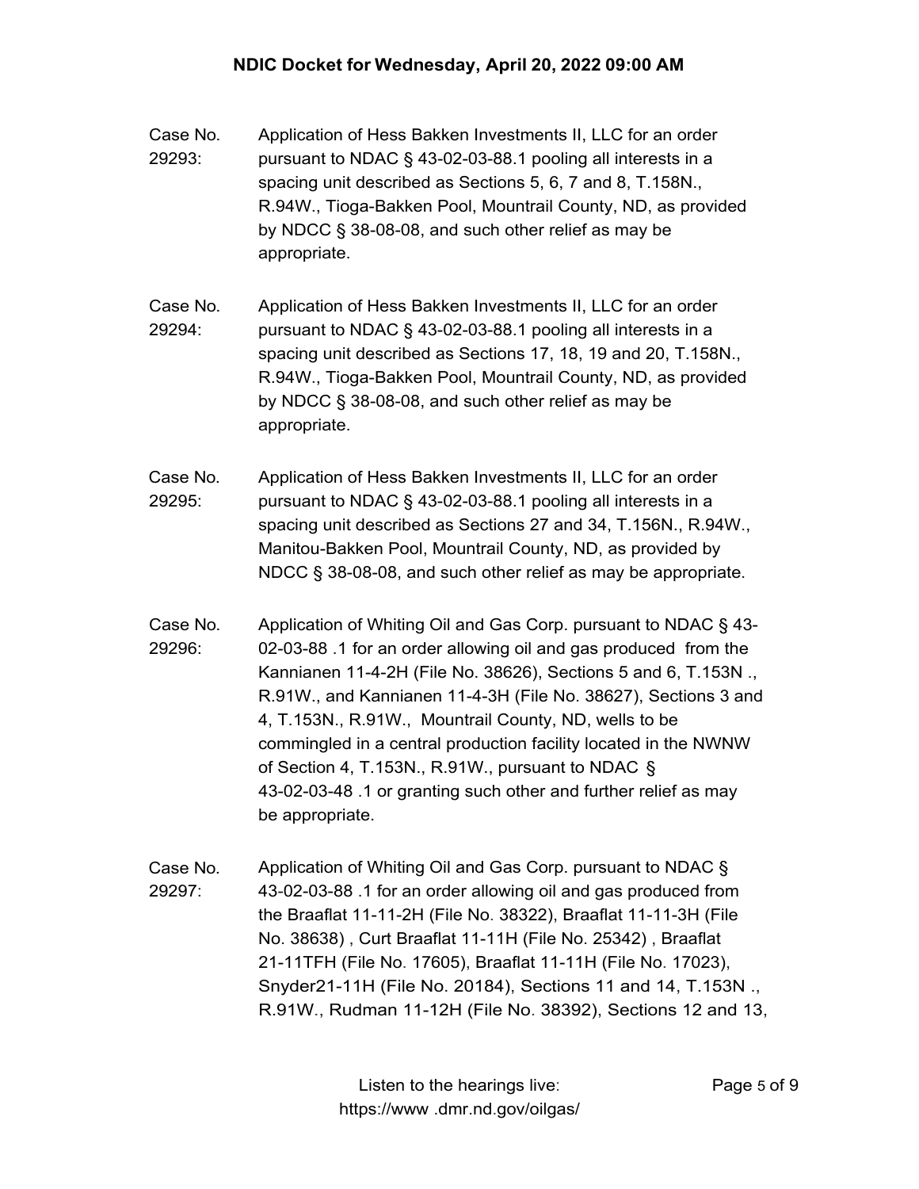Case No. 29293: Application of Hess Bakken Investments II, LLC for an order pursuant to NDAC § 43-02-03-88.1 pooling all interests in a spacing unit described as Sections 5, 6, 7 and 8, T.158N., R.94W., Tioga-Bakken Pool, Mountrail County, ND, as provided by NDCC § 38-08-08, and such other relief as may be appropriate.

Case No. 29294: Application of Hess Bakken Investments II, LLC for an order pursuant to NDAC § 43-02-03-88.1 pooling all interests in a spacing unit described as Sections 17, 18, 19 and 20, T.158N., R.94W., Tioga-Bakken Pool, Mountrail County, ND, as provided by NDCC § 38-08-08, and such other relief as may be appropriate.

Case No. 29295: Application of Hess Bakken Investments II, LLC for an order pursuant to NDAC § 43-02-03-88.1 pooling all interests in a spacing unit described as Sections 27 and 34, T.156N., R.94W., Manitou-Bakken Pool, Mountrail County, ND, as provided by NDCC § 38-08-08, and such other relief as may be appropriate.

Case No. 29296: Application of Whiting Oil and Gas Corp. pursuant to NDAC § 43-02-03-88 .1 for an order allowing oil and gas produced from the Kannianen 11-4-2H (File No. 38626), Sections 5 and 6, T.153N ., R.91W., and Kannianen 11-4-3H (File No. 38627), Sections 3 and 4, T.153N., R.91W., Mountrail County, ND, wells to be commingled in a central production facility located in the NWNW of Section 4, T.153N., R.91W., pursuant to NDAC § 43-02-03-48 .1 or granting such other and further relief as may be appropriate.

Case No. 29297: Application of Whiting Oil and Gas Corp. pursuant to NDAC § 43-02-03-88 .1 for an order allowing oil and gas produced from the Braaflat 11-11-2H (File No. 38322), Braaflat 11-11-3H (File No. 38638) , Curt Braaflat 11-11H (File No. 25342) , Braaflat 21-11TFH (File No. 17605), Braaflat 11-11H (File No. 17023), Snyder21-11H (File No. 20184), Sections 11 and 14, T.153N ., R.91W., Rudman 11-12H (File No. 38392), Sections 12 and 13,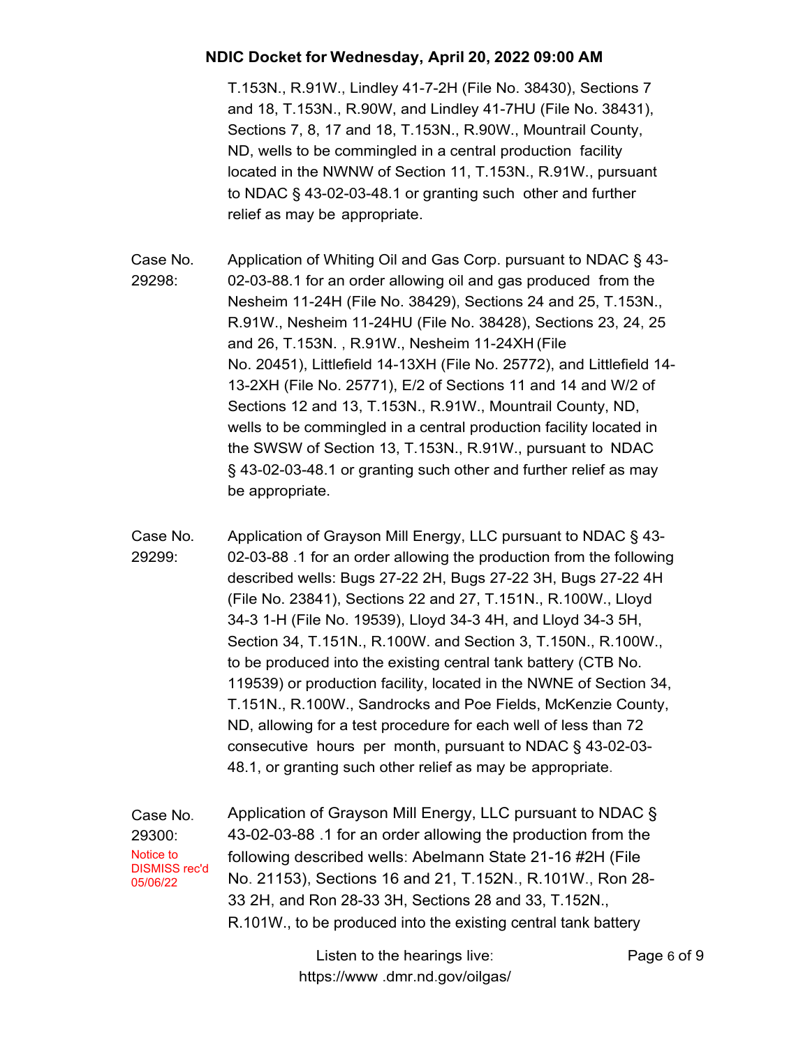T.153N., R.91W., Lindley 41-7-2H (File No. 38430), Sections 7 and 18, T.153N., R.90W, and Lindley 41-7HU (File No. 38431), Sections 7, 8, 17 and 18, T.153N., R.90W., Mountrail County, ND, wells to be commingled in a central production facility located in the NWNW of Section 11, T.153N., R.91W., pursuant to NDAC § 43-02-03-48.1 or granting such other and further relief as may be appropriate.

Case No. 29298: Application of Whiting Oil and Gas Corp. pursuant to NDAC § 43-02-03-88.1 for an order allowing oil and gas produced from the Nesheim 11-24H (File No. 38429), Sections 24 and 25, T.153N., R.91W., Nesheim 11-24HU (File No. 38428), Sections 23, 24, 25 and 26, T.153N. , R.91W., Nesheim 11-24XH (File No. 20451), Littlefield 14-13XH (File No. 25772), and Littlefield 14-13-2XH (File No. 25771), E/2 of Sections 11 and 14 and W/2 of Sections 12 and 13, T.153N., R.91W., Mountrail County, ND, wells to be commingled in a central production facility located in the SWSW of Section 13, T.153N., R.91W., pursuant to NDAC § 43-02-03-48.1 or granting such other and further relief as may be appropriate.

Case No. 29299: Application of Grayson Mill Energy, LLC pursuant to NDAC § 43-02-03-88 .1 for an order allowing the production from the following described wells: Bugs 27-22 2H, Bugs 27-22 3H, Bugs 27-22 4H (File No. 23841), Sections 22 and 27, T.151N., R.100W., Lloyd 34-3 1-H (File No. 19539), Lloyd 34-3 4H, and Lloyd 34-3 5H, Section 34, T.151N., R.100W. and Section 3, T.150N., R.100W., to be produced into the existing central tank battery (CTB No. 119539) or production facility, located in the NWNE of Section 34, T.151N., R.100W., Sandrocks and Poe Fields, McKenzie County, ND, allowing for a test procedure for each well of less than 72 consecutive hours per month, pursuant to NDAC § 43-02-03-48.1, or granting such other relief as may be appropriate.

Case No. 29300: Notice to DISMISS rec'd 05/06/22

Application of Grayson Mill Energy, LLC pursuant to NDAC § 43-02-03-88 .1 for an order allowing the production from the following described wells: Abelmann State 21-16 #2H (File No. 21153), Sections 16 and 21, T.152N., R.101W., Ron 28-33 2H, and Ron 28-33 3H, Sections 28 and 33, T.152N., R.101W., to be produced into the existing central tank battery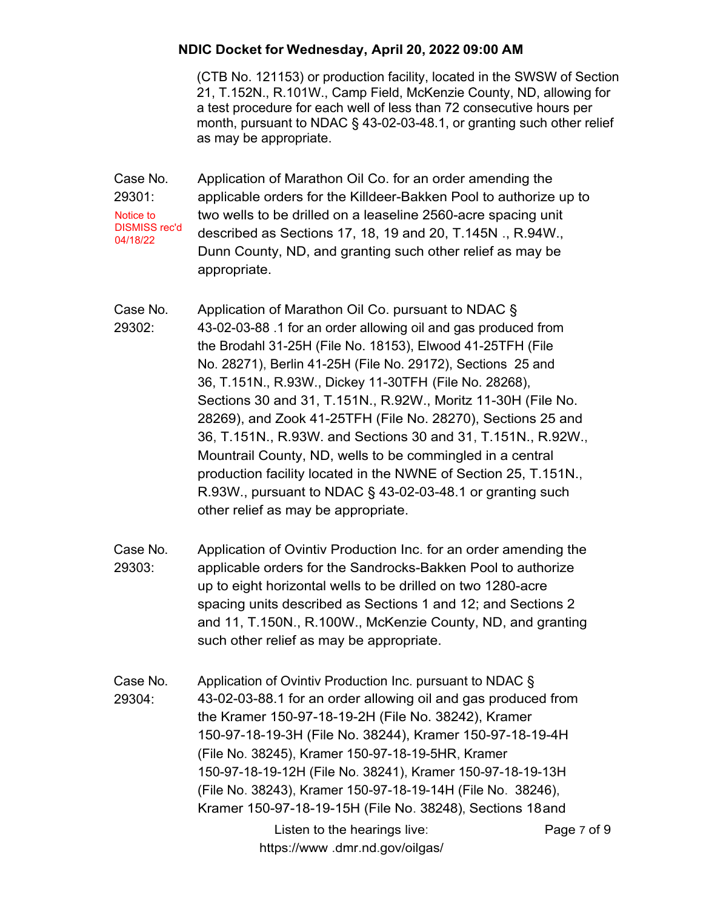(CTB No. 121153) or production facility, located in the SWSW of Section 21, T.152N., R.101W., Camp Field, McKenzie County, ND, allowing for a test procedure for each well of less than 72 consecutive hours per month, pursuant to NDAC § 43-02-03-48.1, or granting such other relief as may be appropriate.

Case No. 29301: Notice to DISMISS rec'd 04/18/22

Application of Marathon Oil Co. for an order amending the applicable orders for the Killdeer-Bakken Pool to authorize up to two wells to be drilled on a leaseline 2560-acre spacing unit described as Sections 17, 18, 19 and 20, T.145N ., R.94W., Dunn County, ND, and granting such other relief as may be appropriate.

Case No. 29302:

Application of Marathon Oil Co. pursuant to NDAC § 43-02-03-88 .1 for an order allowing oil and gas produced from the Brodahl 31-25H (File No. 18153), Elwood 41-25TFH (File No. 28271), Berlin 41-25H (File No. 29172), Sections 25 and 36, T.151N., R.93W., Dickey 11-30TFH (File No. 28268), Sections 30 and 31, T.151N., R.92W., Moritz 11-30H (File No. 28269), and Zook 41-25TFH (File No. 28270), Sections 25 and 36, T.151N., R.93W. and Sections 30 and 31, T.151N., R.92W., Mountrail County, ND, wells to be commingled in a central production facility located in the NWNE of Section 25, T.151N., R.93W., pursuant to NDAC § 43-02-03-48.1 or granting such other relief as may be appropriate.

Case No. 29303:

Application of Ovintiv Production Inc. for an order amending the applicable orders for the Sandrocks-Bakken Pool to authorize up to eight horizontal wells to be drilled on two 1280-acre spacing units described as Sections 1 and 12; and Sections 2 and 11, T.150N., R.100W., McKenzie County, ND, and granting such other relief as may be appropriate.

Case No. 29304:

Application of Ovintiv Production Inc. pursuant to NDAC § 43-02-03-88.1 for an order allowing oil and gas produced from the Kramer 150-97-18-19-2H (File No. 38242), Kramer 150-97-18-19-3H (File No. 38244), Kramer 150-97-18-19-4H (File No. 38245), Kramer 150-97-18-19-5HR, Kramer 150-97-18-19-12H (File No. 38241), Kramer 150-97-18-19-13H (File No. 38243), Kramer 150-97-18-19-14H (File No. 38246), Kramer 150-97-18-19-15H (File No. 38248), Sections 18 and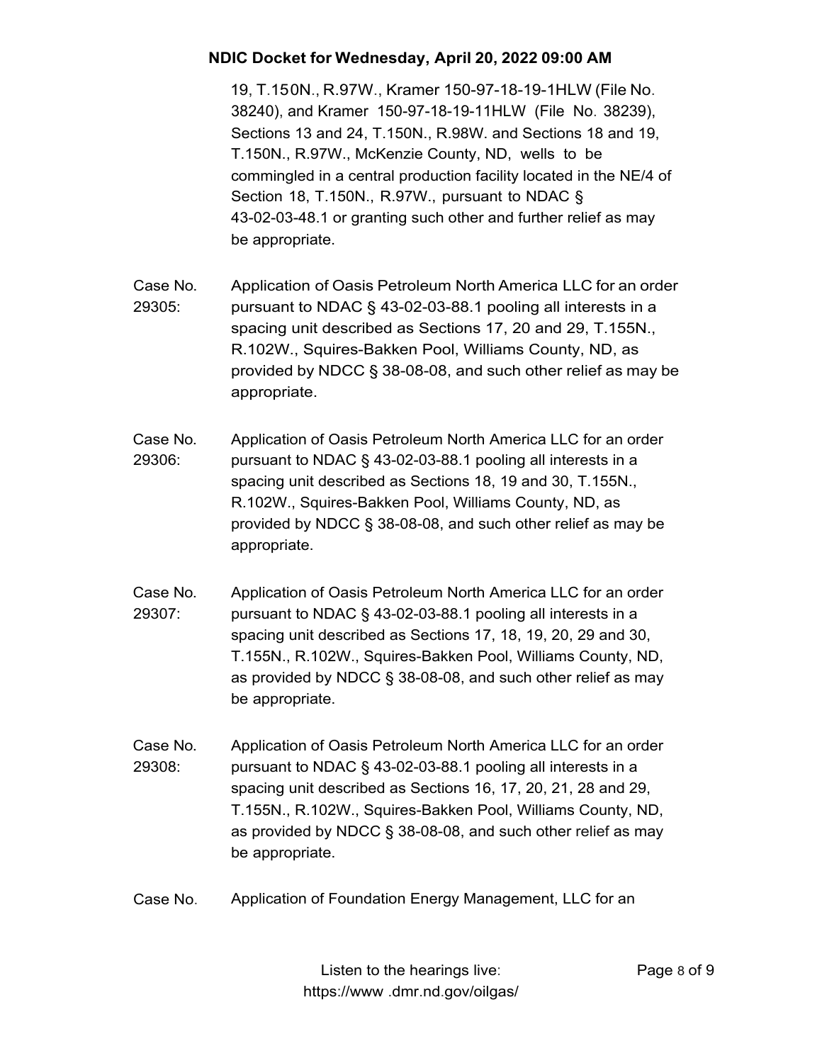19, T.150N., R.97W., Kramer 150-97-18-19-1HLW (File No. 38240), and Kramer 150-97-18-19-11HLW (File No. 38239), Sections 13 and 24, T.150N., R.98W. and Sections 18 and 19, T.150N., R.97W., McKenzie County, ND, wells to be commingled in a central production facility located in the NE/4 of Section 18, T.150N., R.97W., pursuant to NDAC § 43-02-03-48.1 or granting such other and further relief as may be appropriate.

Case No. 29305: Application of Oasis Petroleum North America LLC for an order pursuant to NDAC § 43-02-03-88.1 pooling all interests in a spacing unit described as Sections 17, 20 and 29, T.155N., R.102W., Squires-Bakken Pool, Williams County, ND, as provided by NDCC § 38-08-08, and such other relief as may be appropriate.

Case No. 29306: Application of Oasis Petroleum North America LLC for an order pursuant to NDAC § 43-02-03-88.1 pooling all interests in a spacing unit described as Sections 18, 19 and 30, T.155N., R.102W., Squires-Bakken Pool, Williams County, ND, as provided by NDCC § 38-08-08, and such other relief as may be appropriate.

Case No. 29307: Application of Oasis Petroleum North America LLC for an order pursuant to NDAC § 43-02-03-88.1 pooling all interests in a spacing unit described as Sections 17, 18, 19, 20, 29 and 30, T.155N., R.102W., Squires-Bakken Pool, Williams County, ND, as provided by NDCC § 38-08-08, and such other relief as may be appropriate.

Case No. 29308: Application of Oasis Petroleum North America LLC for an order pursuant to NDAC § 43-02-03-88.1 pooling all interests in a spacing unit described as Sections 16, 17, 20, 21, 28 and 29, T.155N., R.102W., Squires-Bakken Pool, Williams County, ND, as provided by NDCC § 38-08-08, and such other relief as may be appropriate.

Case No. Application of Foundation Energy Management, LLC for an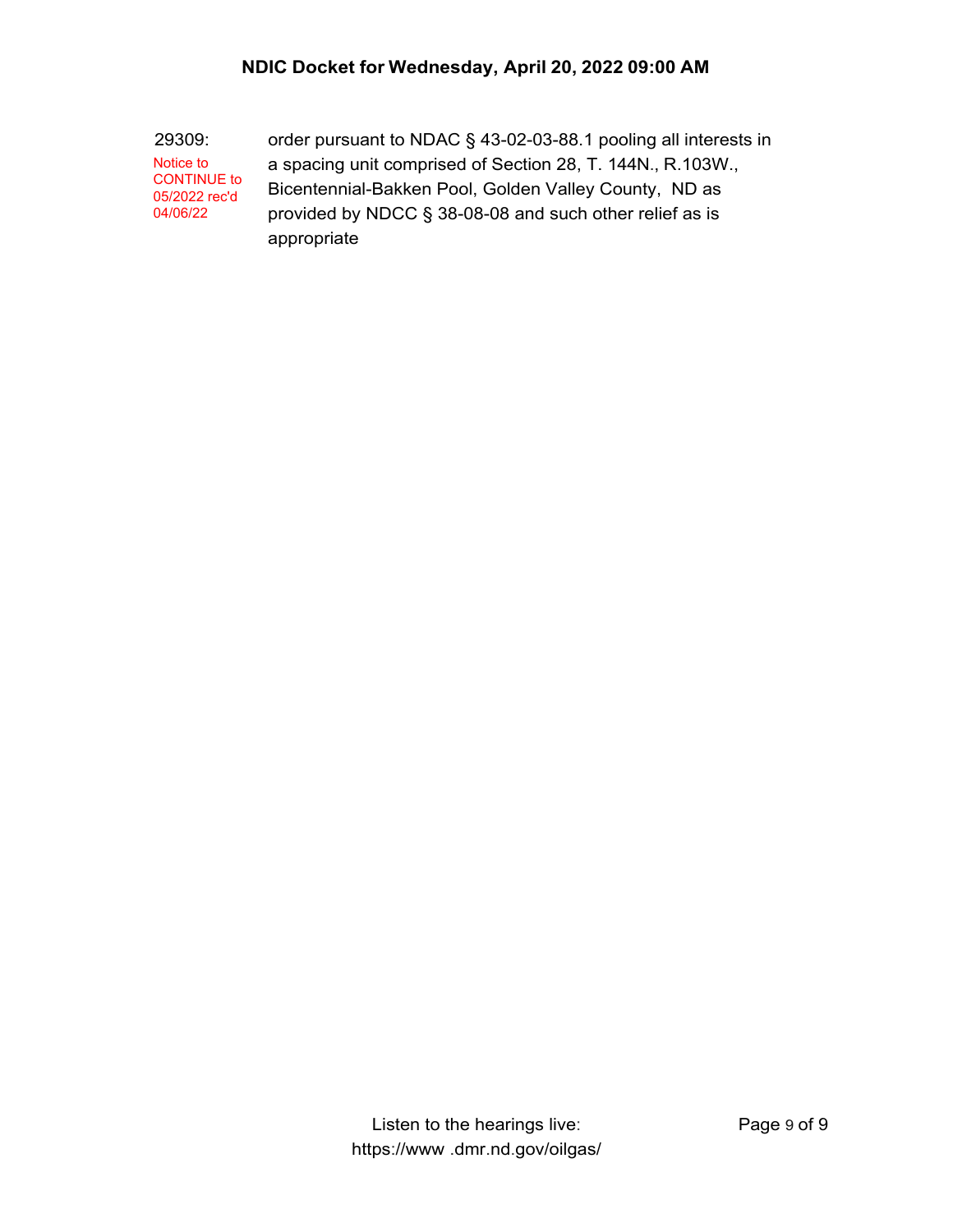29309: order pursuant to NDAC § 43-02-03-88.1 pooling all interests in a spacing unit comprised of Section 28, T. 144N., R.103W., Bicentennial-Bakken Pool, Golden Valley County, ND as provided by NDCC § 38-08-08 and such other relief as is appropriate

Notice to CONTINUE to 05/2022 rec'd 04/06/22

Listen to the hearings live:
https://www .dmr.nd.gov/oilgas/